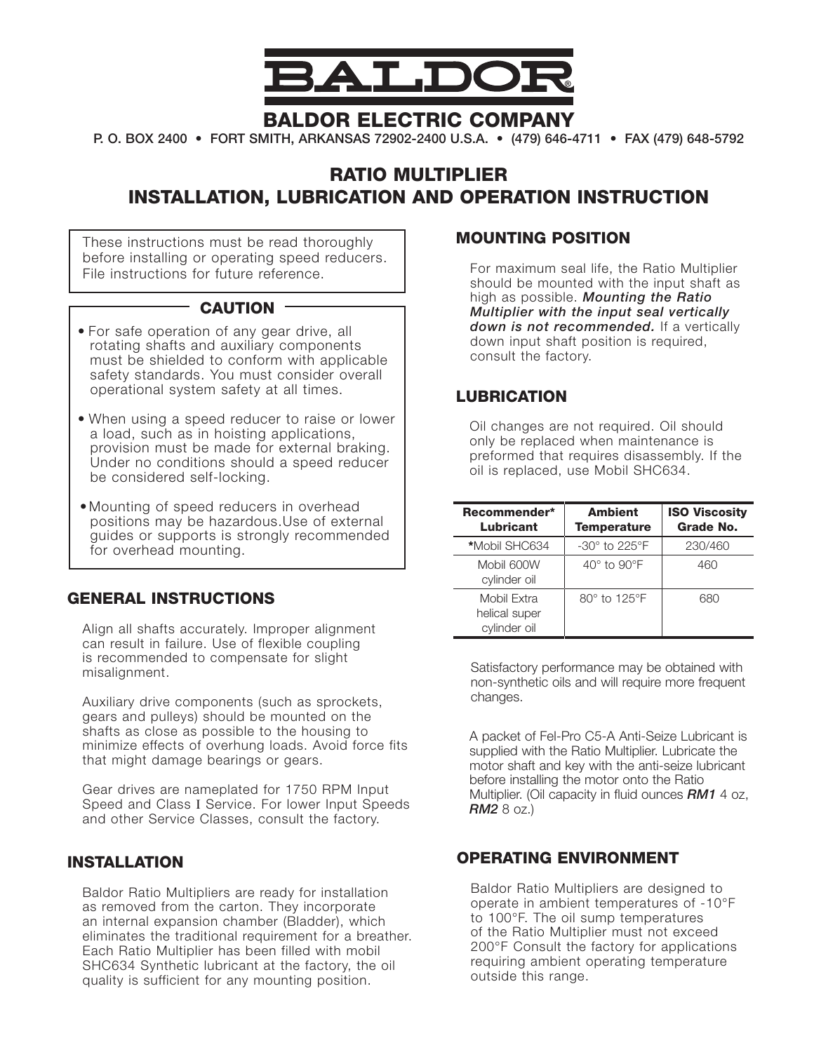# BALDOR

## BALDOR ELECTRIC COMPANY

P. O. BOX 2400 • FORT SMITH, ARKANSAS 72902-2400 U.S.A. • (479) 646-4711 • FAX (479) 648-5792

# RATIO MULTIPLIER
# INSTALLATION, LUBRICATION AND OPERATION INSTRUCTION

These instructions must be read thoroughly before installing or operating speed reducers. File instructions for future reference.

**CAUTION**

- For safe operation of any gear drive, all rotating shafts and auxiliary components must be shielded to conform with applicable safety standards. You must consider overall operational system safety at all times.
- When using a speed reducer to raise or lower a load, such as in hoisting applications, provision must be made for external braking. Under no conditions should a speed reducer be considered self-locking.
- Mounting of speed reducers in overhead positions may be hazardous.Use of external guides or supports is strongly recommended for overhead mounting.

## GENERAL INSTRUCTIONS

Align all shafts accurately. Improper alignment can result in failure. Use of flexible coupling is recommended to compensate for slight misalignment.

Auxiliary drive components (such as sprockets, gears and pulleys) should be mounted on the shafts as close as possible to the housing to minimize effects of overhung loads. Avoid force fits that might damage bearings or gears.

Gear drives are nameplated for 1750 RPM Input Speed and Class I Service. For lower Input Speeds and other Service Classes, consult the factory.

## INSTALLATION

Baldor Ratio Multipliers are ready for installation as removed from the carton. They incorporate an internal expansion chamber (Bladder), which eliminates the traditional requirement for a breather. Each Ratio Multiplier has been filled with mobil SHC634 Synthetic lubricant at the factory, the oil quality is sufficient for any mounting position.

## MOUNTING POSITION

For maximum seal life, the Ratio Multiplier should be mounted with the input shaft as high as possible. ***Mounting the Ratio Multiplier with the input seal vertically down is not recommended.*** If a vertically down input shaft position is required, consult the factory.

## LUBRICATION

Oil changes are not required. Oil should only be replaced when maintenance is preformed that requires disassembly. If the oil is replaced, use Mobil SHC634.

| Recommender* Lubricant | Ambient Temperature | ISO Viscosity Grade No. |
|---|---|---|
| *Mobil SHC634 | -30° to 225°F | 230/460 |
| Mobil 600W cylinder oil | 40° to 90°F | 460 |
| Mobil Extra helical super cylinder oil | 80° to 125°F | 680 |

Satisfactory performance may be obtained with non-synthetic oils and will require more frequent changes.

A packet of Fel-Pro C5-A Anti-Seize Lubricant is supplied with the Ratio Multiplier. Lubricate the motor shaft and key with the anti-seize lubricant before installing the motor onto the Ratio Multiplier. (Oil capacity in fluid ounces ***RM1*** 4 oz, ***RM2*** 8 oz.)

## OPERATING ENVIRONMENT

Baldor Ratio Multipliers are designed to operate in ambient temperatures of -10°F to 100°F. The oil sump temperatures of the Ratio Multiplier must not exceed 200°F Consult the factory for applications requiring ambient operating temperature outside this range.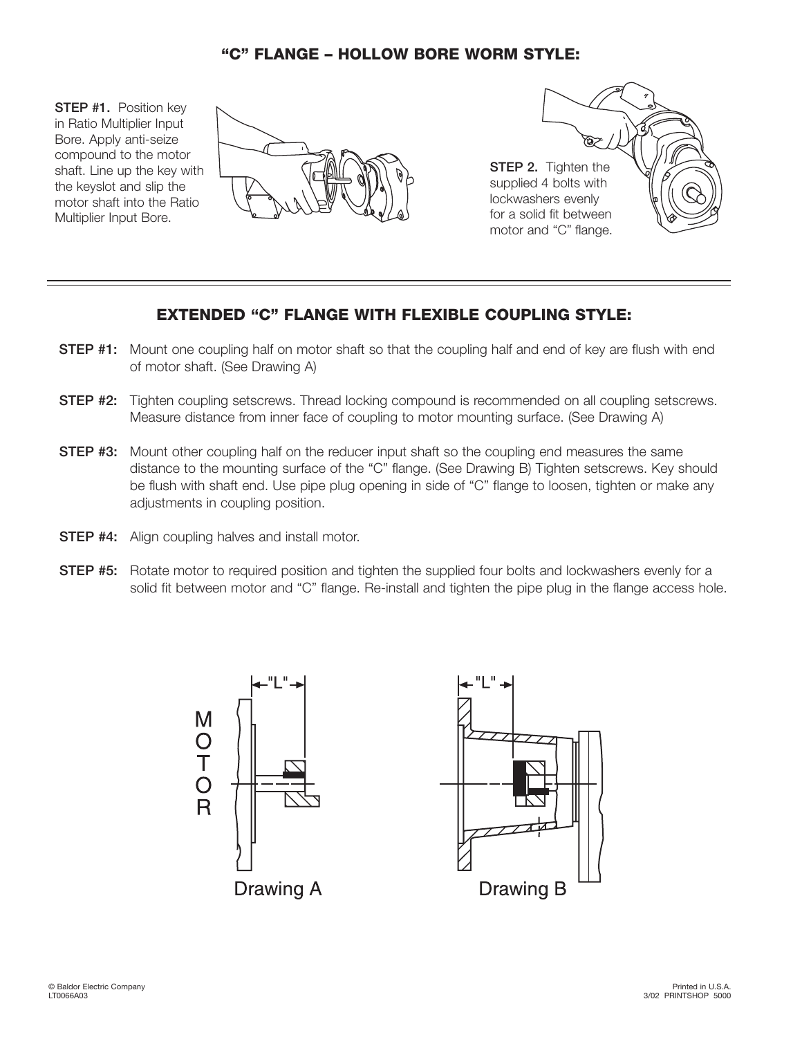## "C" FLANGE – HOLLOW BORE WORM STYLE:

**STEP #1.** Position key in Ratio Multiplier Input Bore. Apply anti-seize compound to the motor shaft. Line up the key with the keyslot and slip the motor shaft into the Ratio Multiplier Input Bore.

**STEP 2.** Tighten the supplied 4 bolts with lockwashers evenly for a solid fit between motor and "C" flange.

---

## EXTENDED "C" FLANGE WITH FLEXIBLE COUPLING STYLE:

**STEP #1:** Mount one coupling half on motor shaft so that the coupling half and end of key are flush with end of motor shaft. (See Drawing A)

**STEP #2:** Tighten coupling setscrews. Thread locking compound is recommended on all coupling setscrews. Measure distance from inner face of coupling to motor mounting surface. (See Drawing A)

**STEP #3:** Mount other coupling half on the reducer input shaft so the coupling end measures the same distance to the mounting surface of the "C" flange. (See Drawing B) Tighten setscrews. Key should be flush with shaft end. Use pipe plug opening in side of "C" flange to loosen, tighten or make any adjustments in coupling position.

**STEP #4:** Align coupling halves and install motor.

**STEP #5:** Rotate motor to required position and tighten the supplied four bolts and lockwashers evenly for a solid fit between motor and "C" flange. Re-install and tighten the pipe plug in the flange access hole.

"L"

MOTOR

Drawing A

"L"

Drawing B

© Baldor Electric Company
LT0066A03

Printed in U.S.A.
3/02 PRINTSHOP 5000